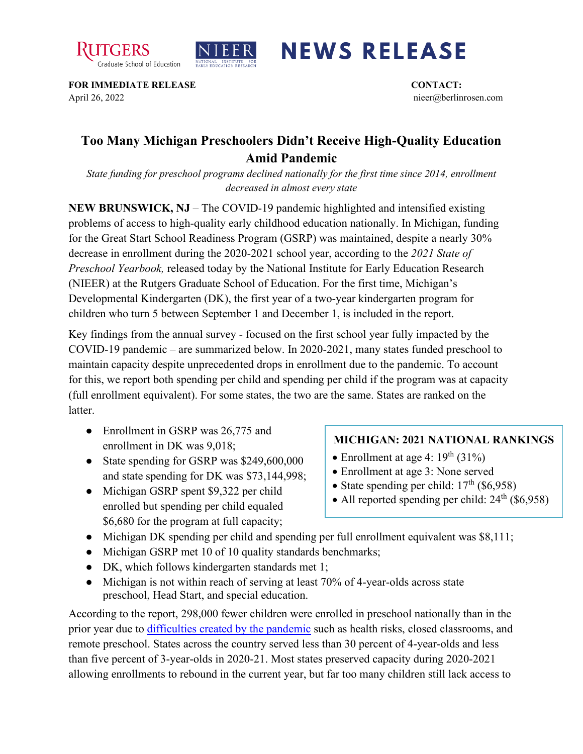RUTGERS Graduate School of Education

NIEER NATIONAL INSTITUTE FOR EARLY EDUCATION RESEARCH

# NEWS RELEASE

**FOR IMMEDIATE RELEASE**
April 26, 2022

**CONTACT:**
nieer@berlinrosen.com

## Too Many Michigan Preschoolers Didn't Receive High-Quality Education Amid Pandemic

*State funding for preschool programs declined nationally for the first time since 2014, enrollment decreased in almost every state*

**NEW BRUNSWICK, NJ** – The COVID-19 pandemic highlighted and intensified existing problems of access to high-quality early childhood education nationally. In Michigan, funding for the Great Start School Readiness Program (GSRP) was maintained, despite a nearly 30% decrease in enrollment during the 2020-2021 school year, according to the *2021 State of Preschool Yearbook,* released today by the National Institute for Early Education Research (NIEER) at the Rutgers Graduate School of Education. For the first time, Michigan's Developmental Kindergarten (DK), the first year of a two-year kindergarten program for children who turn 5 between September 1 and December 1, is included in the report.

Key findings from the annual survey - focused on the first school year fully impacted by the COVID-19 pandemic – are summarized below. In 2020-2021, many states funded preschool to maintain capacity despite unprecedented drops in enrollment due to the pandemic. To account for this, we report both spending per child and spending per child if the program was at capacity (full enrollment equivalent). For some states, the two are the same. States are ranked on the latter.

- Enrollment in GSRP was 26,775 and enrollment in DK was 9,018;
- State spending for GSRP was $249,600,000 and state spending for DK was $73,144,998;
- Michigan GSRP spent $9,322 per child enrolled but spending per child equaled $6,680 for the program at full capacity;
- Michigan DK spending per child and spending per full enrollment equivalent was $8,111;
- Michigan GSRP met 10 of 10 quality standards benchmarks;
- DK, which follows kindergarten standards met 1;
- Michigan is not within reach of serving at least 70% of 4-year-olds across state preschool, Head Start, and special education.

**MICHIGAN: 2021 NATIONAL RANKINGS**

- Enrollment at age 4: 19th (31%)
- Enrollment at age 3: None served
- State spending per child: 17th ($6,958)
- All reported spending per child: 24th ($6,958)

According to the report, 298,000 fewer children were enrolled in preschool nationally than in the prior year due to difficulties created by the pandemic such as health risks, closed classrooms, and remote preschool. States across the country served less than 30 percent of 4-year-olds and less than five percent of 3-year-olds in 2020-21. Most states preserved capacity during 2020-2021 allowing enrollments to rebound in the current year, but far too many children still lack access to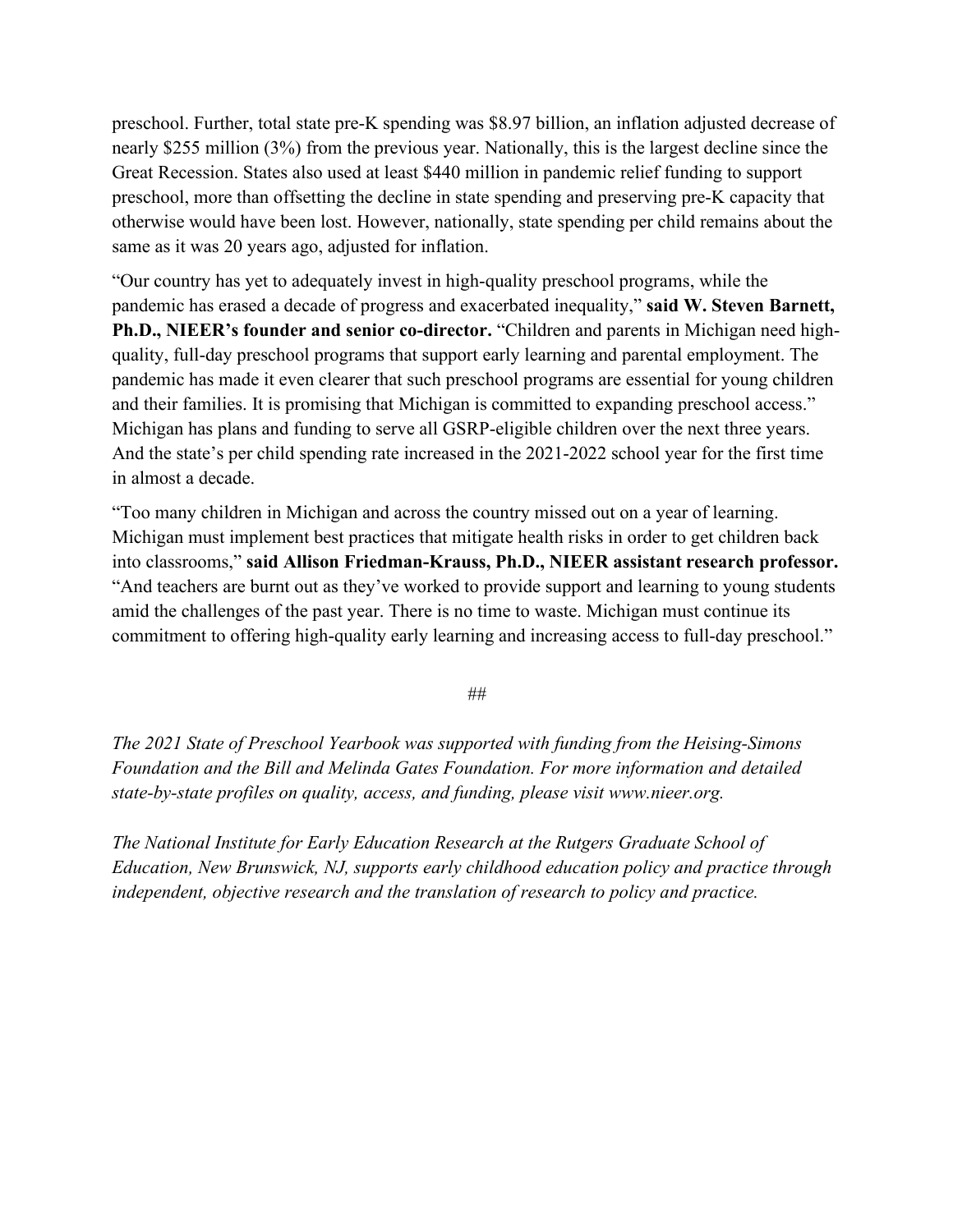preschool. Further, total state pre-K spending was $8.97 billion, an inflation adjusted decrease of nearly $255 million (3%) from the previous year. Nationally, this is the largest decline since the Great Recession. States also used at least $440 million in pandemic relief funding to support preschool, more than offsetting the decline in state spending and preserving pre-K capacity that otherwise would have been lost. However, nationally, state spending per child remains about the same as it was 20 years ago, adjusted for inflation.

"Our country has yet to adequately invest in high-quality preschool programs, while the pandemic has erased a decade of progress and exacerbated inequality," **said W. Steven Barnett, Ph.D., NIEER's founder and senior co-director.** "Children and parents in Michigan need high-quality, full-day preschool programs that support early learning and parental employment. The pandemic has made it even clearer that such preschool programs are essential for young children and their families. It is promising that Michigan is committed to expanding preschool access." Michigan has plans and funding to serve all GSRP-eligible children over the next three years. And the state's per child spending rate increased in the 2021-2022 school year for the first time in almost a decade.

"Too many children in Michigan and across the country missed out on a year of learning. Michigan must implement best practices that mitigate health risks in order to get children back into classrooms," **said Allison Friedman-Krauss, Ph.D., NIEER assistant research professor.** "And teachers are burnt out as they've worked to provide support and learning to young students amid the challenges of the past year. There is no time to waste. Michigan must continue its commitment to offering high-quality early learning and increasing access to full-day preschool."

##

*The 2021 State of Preschool Yearbook was supported with funding from the Heising-Simons Foundation and the Bill and Melinda Gates Foundation. For more information and detailed state-by-state profiles on quality, access, and funding, please visit www.nieer.org.*

*The National Institute for Early Education Research at the Rutgers Graduate School of Education, New Brunswick, NJ, supports early childhood education policy and practice through independent, objective research and the translation of research to policy and practice.*